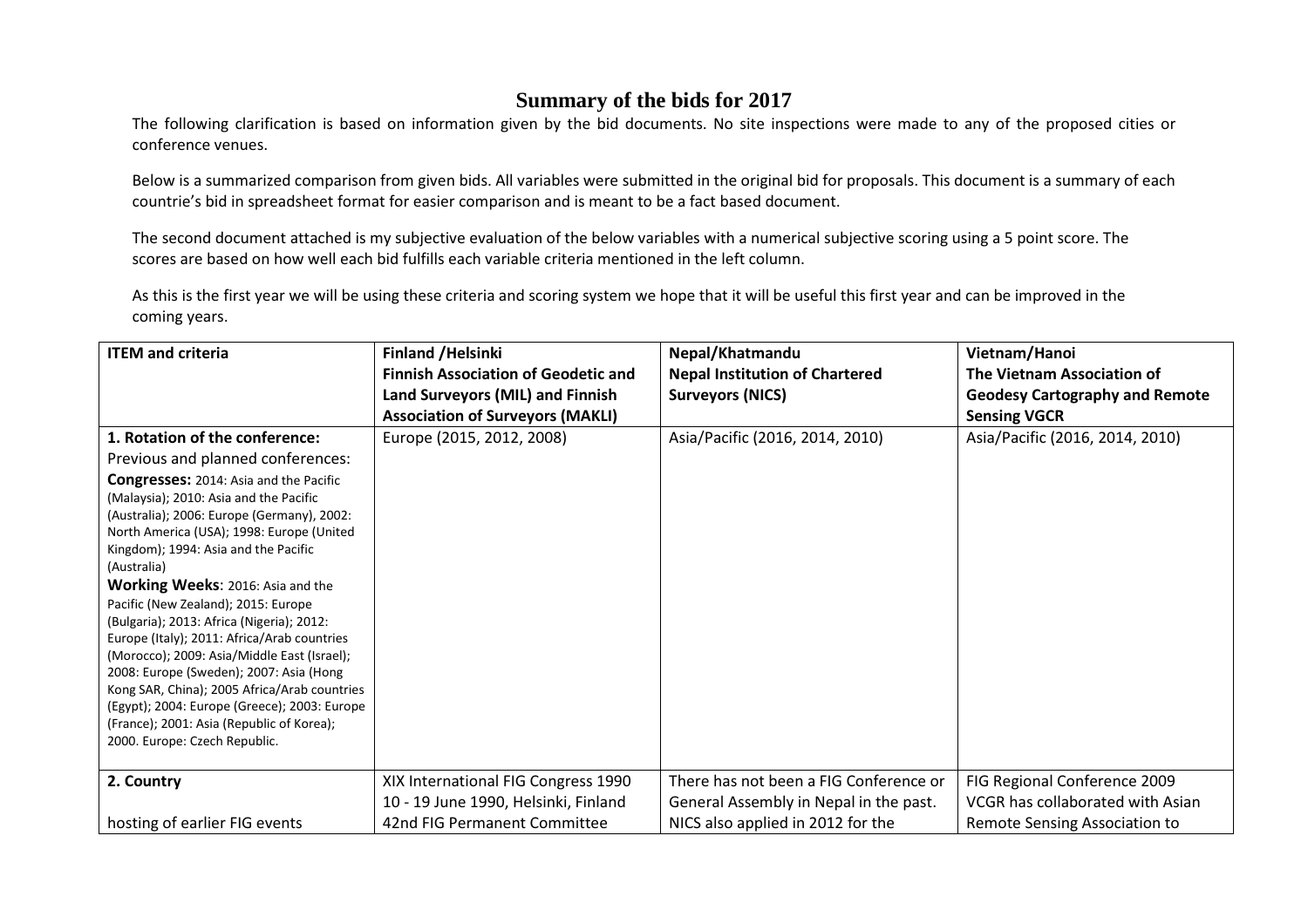# Summary of the bids for 2017

The following clarification is based on information given by the bid documents. No site inspections were made to any of the proposed cities or conference venues.

Below is a summarized comparison from given bids. All variables were submitted in the original bid for proposals. This document is a summary of each countrie's bid in spreadsheet format for easier comparison and is meant to be a fact based document.

The second document attached is my subjective evaluation of the below variables with a numerical subjective scoring using a 5 point score. The scores are based on how well each bid fulfills each variable criteria mentioned in the left column.

As this is the first year we will be using these criteria and scoring system we hope that it will be useful this first year and can be improved in the coming years.

| **ITEM and criteria** | **Finland /Helsinki**<br>**Finnish Association of Geodetic and Land Surveyors (MIL) and Finnish Association of Surveyors (MAKLI)** | **Nepal/Khatmandu**<br>**Nepal Institution of Chartered Surveyors (NICS)** | **Vietnam/Hanoi**<br>**The Vietnam Association of Geodesy Cartography and Remote Sensing VGCR** |
|---|---|---|---|
| **1. Rotation of the conference:**<br>Previous and planned conferences:<br>**Congresses:** 2014: Asia and the Pacific (Malaysia); 2010: Asia and the Pacific (Australia); 2006: Europe (Germany), 2002: North America (USA); 1998: Europe (United Kingdom); 1994: Asia and the Pacific (Australia)<br>**Working Weeks**: 2016: Asia and the Pacific (New Zealand); 2015: Europe (Bulgaria); 2013: Africa (Nigeria); 2012: Europe (Italy); 2011: Africa/Arab countries (Morocco); 2009: Asia/Middle East (Israel); 2008: Europe (Sweden); 2007: Asia (Hong Kong SAR, China); 2005 Africa/Arab countries (Egypt); 2004: Europe (Greece); 2003: Europe (France); 2001: Asia (Republic of Korea); 2000. Europe: Czech Republic. | Europe (2015, 2012, 2008) | Asia/Pacific (2016, 2014, 2010) | Asia/Pacific (2016, 2014, 2010) |
| **2. Country**<br><br>hosting of earlier FIG events | XIX International FIG Congress 1990<br>10 - 19 June 1990, Helsinki, Finland<br>42nd FIG Permanent Committee | There has not been a FIG Conference or General Assembly in Nepal in the past. NICS also applied in 2012 for the | FIG Regional Conference 2009<br>VGCR has collaborated with Asian Remote Sensing Association to |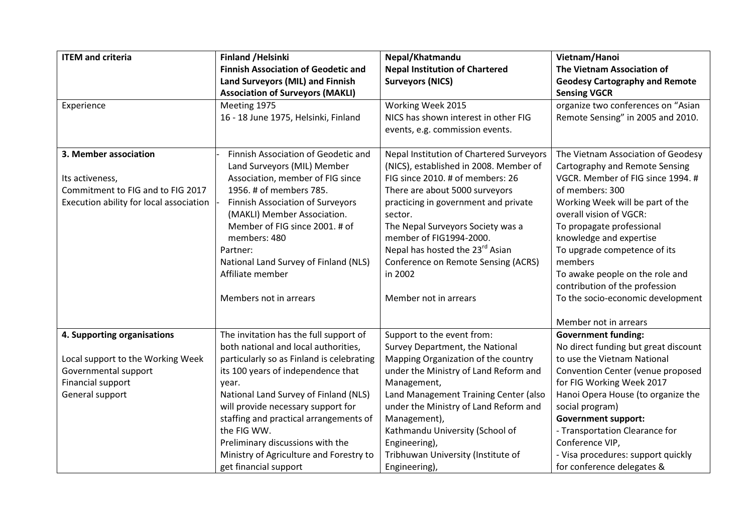| ITEM and criteria | Finland /Helsinki<br>Finnish Association of Geodetic and Land Surveyors (MIL) and Finnish Association of Surveyors (MAKLI) | Nepal/Khatmandu<br>Nepal Institution of Chartered Surveyors (NICS) | Vietnam/Hanoi<br>The Vietnam Association of Geodesy Cartography and Remote Sensing VGCR |
|---|---|---|---|
| Experience | Meeting 1975<br>16 - 18 June 1975, Helsinki, Finland | Working Week 2015<br>NICS has shown interest in other FIG events, e.g. commission events. | organize two conferences on "Asian Remote Sensing" in 2005 and 2010. |
| **3. Member association**<br><br>Its activeness,<br>Commitment to FIG and to FIG 2017<br>Execution ability for local association | - Finnish Association of Geodetic and Land Surveyors (MIL) Member Association, member of FIG since 1956. # of members 785.<br>- Finnish Association of Surveyors (MAKLI) Member Association. Member of FIG since 2001. # of members: 480<br>Partner:<br>National Land Survey of Finland (NLS) Affiliate member<br><br>Members not in arrears | Nepal Institution of Chartered Surveyors (NICS), established in 2008. Member of FIG since 2010. # of members: 26<br>There are about 5000 surveyors practicing in government and private sector.<br>The Nepal Surveyors Society was a member of FIG1994-2000.<br>Nepal has hosted the 23rd Asian Conference on Remote Sensing (ACRS) in 2002<br><br>Member not in arrears | The Vietnam Association of Geodesy Cartography and Remote Sensing VGCR. Member of FIG since 1994. # of members: 300<br>Working Week will be part of the overall vision of VGCR:<br>To propagate professional knowledge and expertise<br>To upgrade competence of its members<br>To awake people on the role and contribution of the profession<br>To the socio-economic development<br><br>Member not in arrears |
| **4. Supporting organisations**<br><br>Local support to the Working Week<br>Governmental support<br>Financial support<br>General support | The invitation has the full support of both national and local authorities, particularly so as Finland is celebrating its 100 years of independence that year.<br>National Land Survey of Finland (NLS) will provide necessary support for staffing and practical arrangements of the FIG WW.<br>Preliminary discussions with the Ministry of Agriculture and Forestry to get financial support | Support to the event from:<br>Survey Department, the National Mapping Organization of the country under the Ministry of Land Reform and Management,<br>Land Management Training Center (also under the Ministry of Land Reform and Management),<br>Kathmandu University (School of Engineering),<br>Tribhuwan University (Institute of Engineering), | **Government funding:**<br>No direct funding but great discount to use the Vietnam National Convention Center (venue proposed for FIG Working Week 2017<br>Hanoi Opera House (to organize the social program)<br>**Government support:**<br>- Transportation Clearance for Conference VIP,<br>- Visa procedures: support quickly for conference delegates & |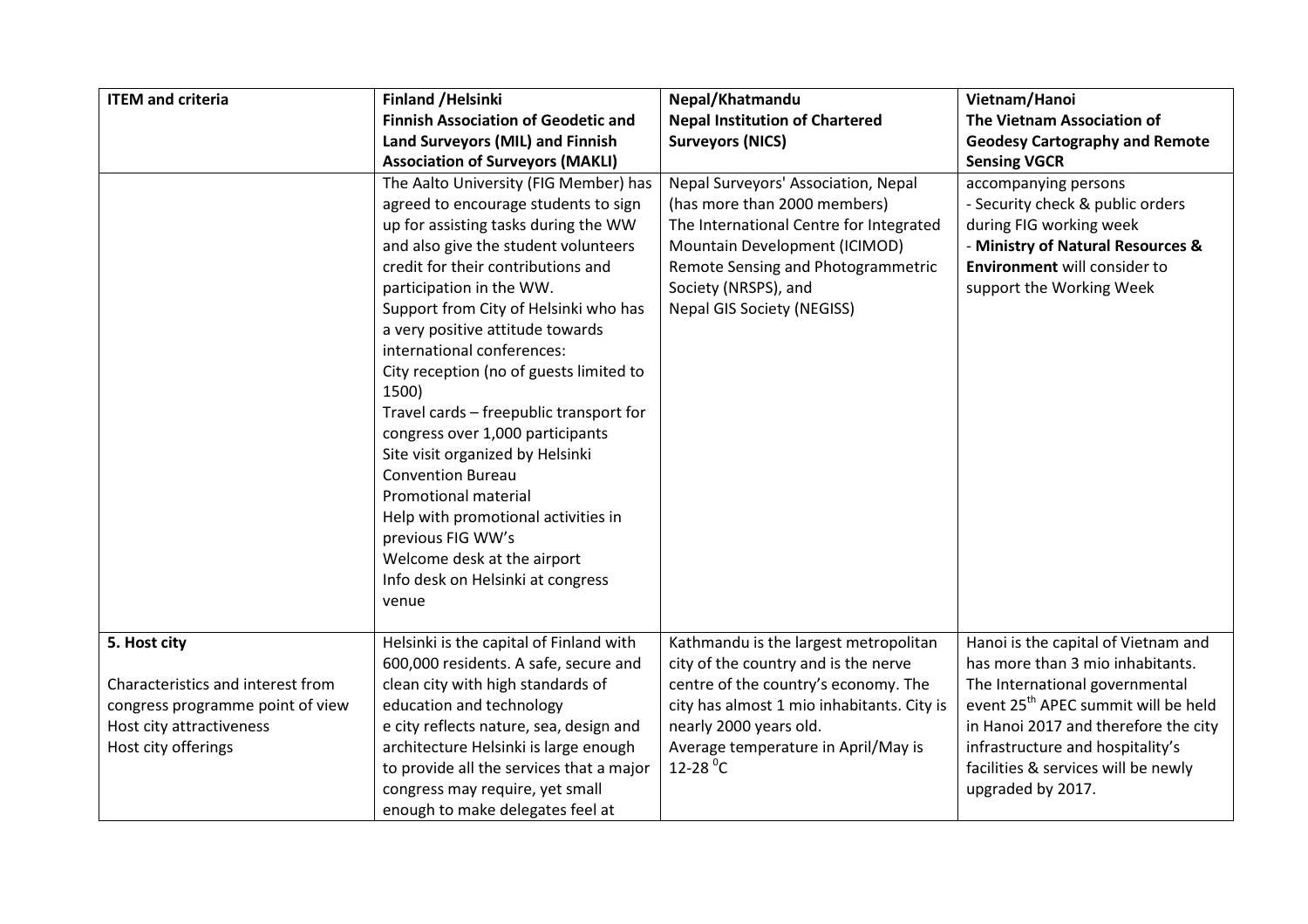| ITEM and criteria | Finland /Helsinki<br>**Finnish Association of Geodetic and Land Surveyors (MIL) and Finnish Association of Surveyors (MAKLI)** | Nepal/Khatmandu<br>**Nepal Institution of Chartered Surveyors (NICS)** | Vietnam/Hanoi<br>**The Vietnam Association of Geodesy Cartography and Remote Sensing VGCR** |
|---|---|---|---|
| | The Aalto University (FIG Member) has agreed to encourage students to sign up for assisting tasks during the WW and also give the student volunteers credit for their contributions and participation in the WW.<br>Support from City of Helsinki who has a very positive attitude towards international conferences:<br>City reception (no of guests limited to 1500)<br>Travel cards – freepublic transport for congress over 1,000 participants<br>Site visit organized by Helsinki Convention Bureau<br>Promotional material<br>Help with promotional activities in previous FIG WW's<br>Welcome desk at the airport<br>Info desk on Helsinki at congress venue | Nepal Surveyors' Association, Nepal (has more than 2000 members)<br>The International Centre for Integrated Mountain Development (ICIMOD)<br>Remote Sensing and Photogrammetric Society (NRSPS), and<br>Nepal GIS Society (NEGISS) | accompanying persons<br>- Security check & public orders during FIG working week<br>- **Ministry of Natural Resources & Environment** will consider to support the Working Week |
| **5. Host city**<br><br>Characteristics and interest from congress programme point of view<br>Host city attractiveness<br>Host city offerings | Helsinki is the capital of Finland with 600,000 residents. A safe, secure and clean city with high standards of education and technology<br>e city reflects nature, sea, design and architecture Helsinki is large enough to provide all the services that a major congress may require, yet small enough to make delegates feel at | Kathmandu is the largest metropolitan city of the country and is the nerve centre of the country's economy. The city has almost 1 mio inhabitants. City is nearly 2000 years old.<br>Average temperature in April/May is 12-28 $^0$C | Hanoi is the capital of Vietnam and has more than 3 mio inhabitants.<br>The International governmental event 25$^{th}$ APEC summit will be held in Hanoi 2017 and therefore the city infrastructure and hospitality's facilities & services will be newly upgraded by 2017. |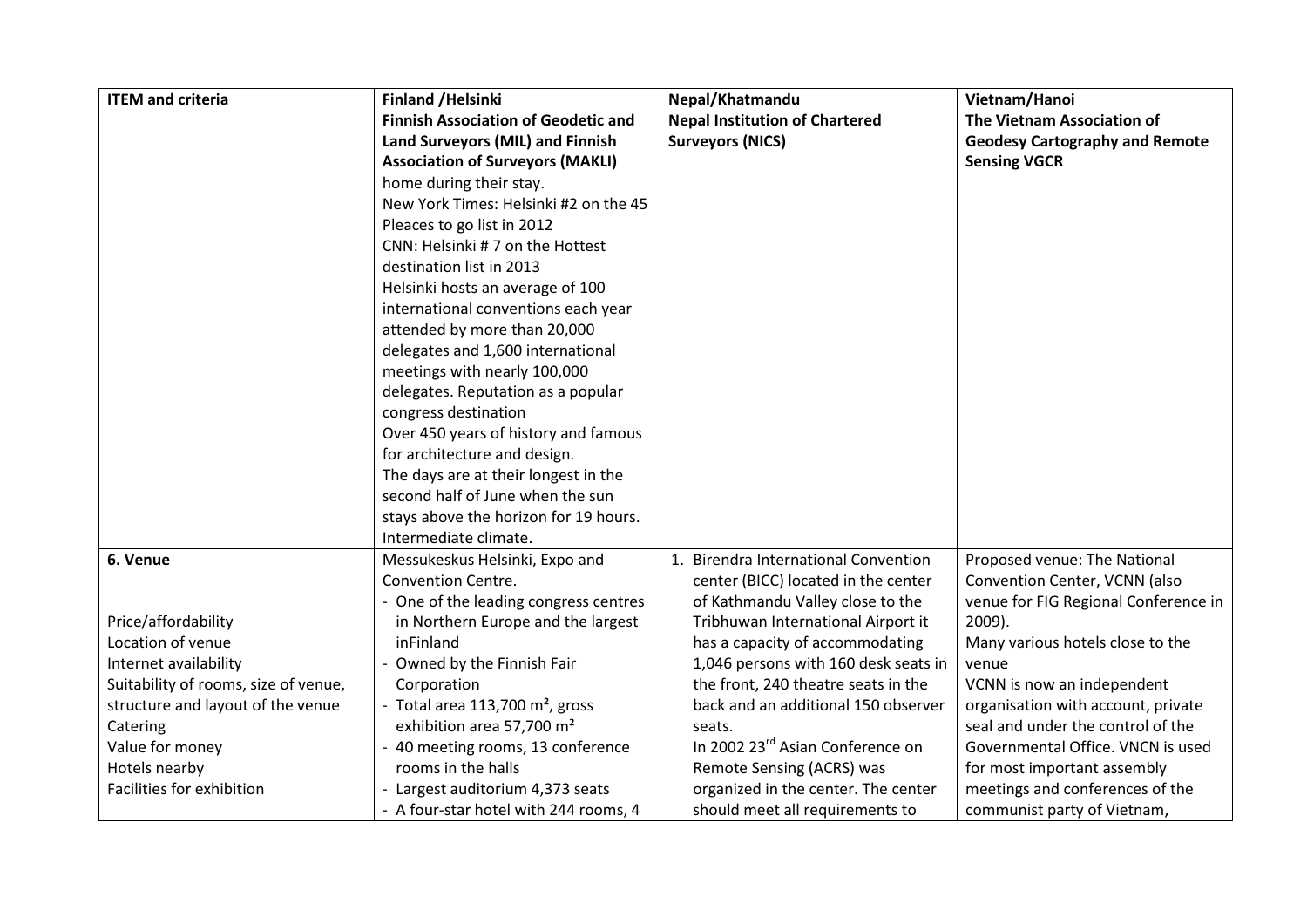| ITEM and criteria | Finland /Helsinki<br>Finnish Association of Geodetic and Land Surveyors (MIL) and Finnish Association of Surveyors (MAKLI) | Nepal/Khatmandu<br>Nepal Institution of Chartered Surveyors (NICS) | Vietnam/Hanoi<br>The Vietnam Association of Geodesy Cartography and Remote Sensing VGCR |
|---|---|---|---|
| | home during their stay.<br>New York Times: Helsinki #2 on the 45 Pleaces to go list in 2012<br>CNN: Helsinki # 7 on the Hottest destination list in 2013<br>Helsinki hosts an average of 100 international conventions each year attended by more than 20,000 delegates and 1,600 international meetings with nearly 100,000 delegates. Reputation as a popular congress destination<br>Over 450 years of history and famous for architecture and design.<br>The days are at their longest in the second half of June when the sun stays above the horizon for 19 hours.<br>Intermediate climate. | | |
| **6. Venue**<br><br>Price/affordability<br>Location of venue<br>Internet availability<br>Suitability of rooms, size of venue, structure and layout of the venue<br>Catering<br>Value for money<br>Hotels nearby<br>Facilities for exhibition | Messukeskus Helsinki, Expo and Convention Centre.<br>- One of the leading congress centres in Northern Europe and the largest inFinland<br>- Owned by the Finnish Fair Corporation<br>- Total area 113,700 m², gross exhibition area 57,700 m²<br>- 40 meeting rooms, 13 conference rooms in the halls<br>- Largest auditorium 4,373 seats<br>- A four-star hotel with 244 rooms, 4 | 1. Birendra International Convention center (BICC) located in the center of Kathmandu Valley close to the Tribhuwan International Airport it has a capacity of accommodating 1,046 persons with 160 desk seats in the front, 240 theatre seats in the back and an additional 150 observer seats.<br>In 2002 23rd Asian Conference on Remote Sensing (ACRS) was organized in the center. The center should meet all requirements to | Proposed venue: The National Convention Center, VCNN (also venue for FIG Regional Conference in 2009).<br>Many various hotels close to the venue<br>VCNN is now an independent organisation with account, private seal and under the control of the Governmental Office. VNCN is used for most important assembly meetings and conferences of the communist party of Vietnam, |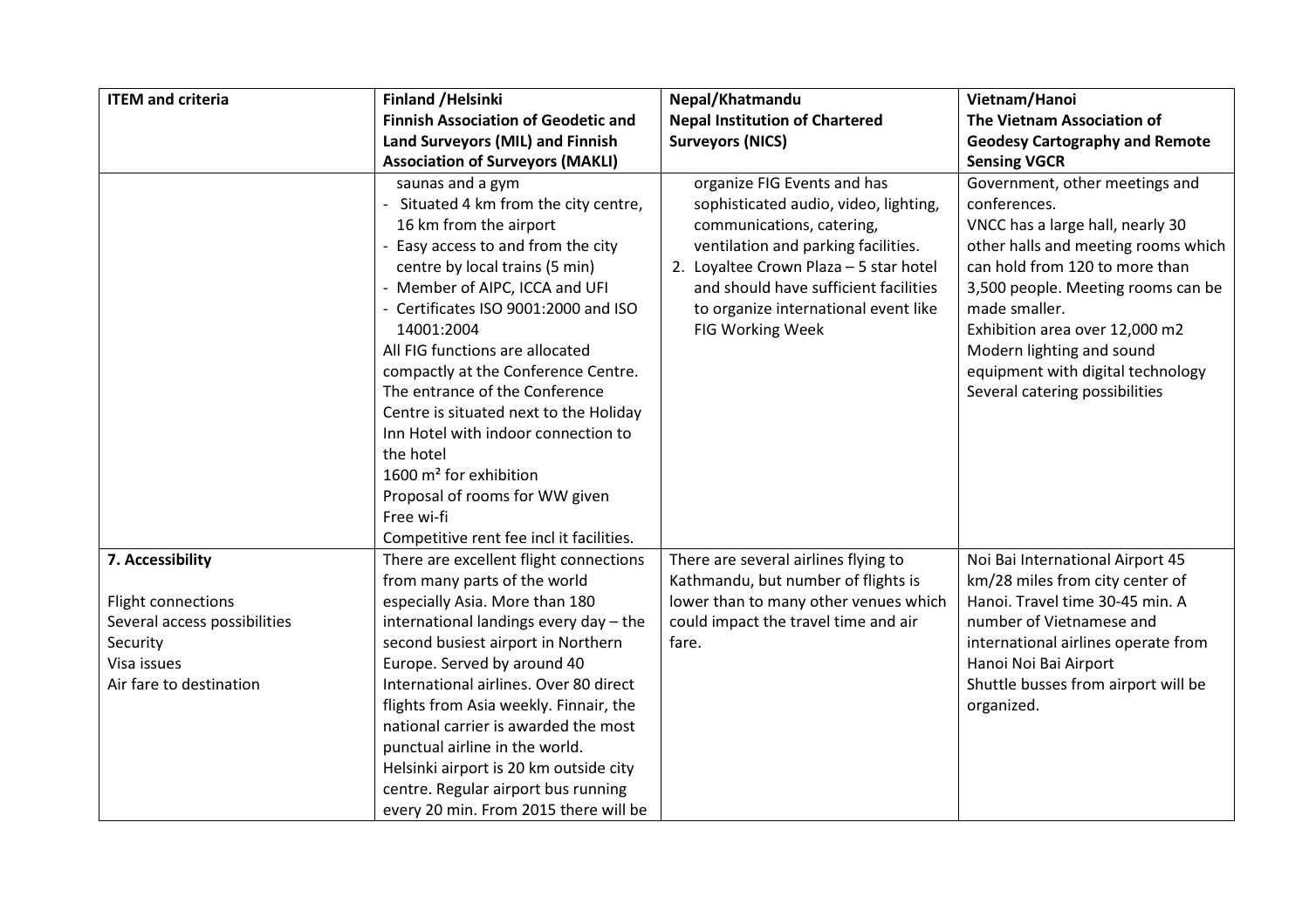| ITEM and criteria | Finland /Helsinki<br>Finnish Association of Geodetic and Land Surveyors (MIL) and Finnish Association of Surveyors (MAKLI) | Nepal/Khatmandu<br>Nepal Institution of Chartered Surveyors (NICS) | Vietnam/Hanoi<br>The Vietnam Association of Geodesy Cartography and Remote Sensing VGCR |
|---|---|---|---|
| | saunas and a gym<br>- Situated 4 km from the city centre, 16 km from the airport<br>- Easy access to and from the city centre by local trains (5 min)<br>- Member of AIPC, ICCA and UFI<br>- Certificates ISO 9001:2000 and ISO 14001:2004<br>All FIG functions are allocated compactly at the Conference Centre. The entrance of the Conference Centre is situated next to the Holiday Inn Hotel with indoor connection to the hotel<br>1600 m² for exhibition<br>Proposal of rooms for WW given<br>Free wi-fi<br>Competitive rent fee incl it facilities. | organize FIG Events and has sophisticated audio, video, lighting, communications, catering, ventilation and parking facilities.<br>2. Loyaltee Crown Plaza – 5 star hotel and should have sufficient facilities to organize international event like FIG Working Week | Government, other meetings and conferences.<br>VNCC has a large hall, nearly 30 other halls and meeting rooms which can hold from 120 to more than 3,500 people. Meeting rooms can be made smaller.<br>Exhibition area over 12,000 m2<br>Modern lighting and sound equipment with digital technology<br>Several catering possibilities |
| **7. Accessibility**<br><br>Flight connections<br>Several access possibilities<br>Security<br>Visa issues<br>Air fare to destination | There are excellent flight connections from many parts of the world especially Asia. More than 180 international landings every day – the second busiest airport in Northern Europe. Served by around 40 International airlines. Over 80 direct flights from Asia weekly. Finnair, the national carrier is awarded the most punctual airline in the world.<br>Helsinki airport is 20 km outside city centre. Regular airport bus running every 20 min. From 2015 there will be | There are several airlines flying to Kathmandu, but number of flights is lower than to many other venues which could impact the travel time and air fare. | Noi Bai International Airport 45 km/28 miles from city center of Hanoi. Travel time 30-45 min. A number of Vietnamese and international airlines operate from Hanoi Noi Bai Airport<br>Shuttle busses from airport will be organized. |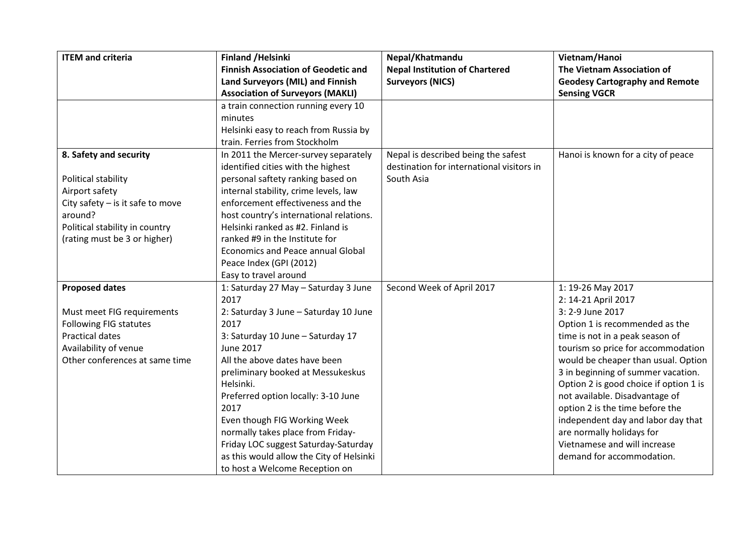| ITEM and criteria | Finland /Helsinki<br>Finnish Association of Geodetic and Land Surveyors (MIL) and Finnish Association of Surveyors (MAKLI) | Nepal/Khatmandu<br>Nepal Institution of Chartered Surveyors (NICS) | Vietnam/Hanoi<br>The Vietnam Association of Geodesy Cartography and Remote Sensing VGCR |
|---|---|---|---|
| | a train connection running every 10 minutes<br>Helsinki easy to reach from Russia by train. Ferries from Stockholm | | |
| **8. Safety and security**<br><br>Political stability<br>Airport safety<br>City safety – is it safe to move around?<br>Political stability in country (rating must be 3 or higher) | In 2011 the Mercer-survey separately identified cities with the highest personal saftety ranking based on internal stability, crime levels, law enforcement effectiveness and the host country's international relations. Helsinki ranked as #2. Finland is ranked #9 in the Institute for Economics and Peace annual Global Peace Index (GPI (2012)<br>Easy to travel around | Nepal is described being the safest destination for international visitors in South Asia | Hanoi is known for a city of peace |
| **Proposed dates**<br><br>Must meet FIG requirements<br>Following FIG statutes<br>Practical dates<br>Availability of venue<br>Other conferences at same time | 1: Saturday 27 May – Saturday 3 June 2017<br>2: Saturday 3 June – Saturday 10 June 2017<br>3: Saturday 10 June – Saturday 17 June 2017<br>All the above dates have been preliminary booked at Messukeskus Helsinki.<br>Preferred option locally: 3-10 June 2017<br>Even though FIG Working Week normally takes place from Friday-Friday LOC suggest Saturday-Saturday as this would allow the City of Helsinki to host a Welcome Reception on | Second Week of April 2017 | 1: 19-26 May 2017<br>2: 14-21 April 2017<br>3: 2-9 June 2017<br>Option 1 is recommended as the time is not in a peak season of tourism so price for accommodation would be cheaper than usual. Option 3 in beginning of summer vacation. Option 2 is good choice if option 1 is not available. Disadvantage of option 2 is the time before the independent day and labor day that are normally holidays for Vietnamese and will increase demand for accommodation. |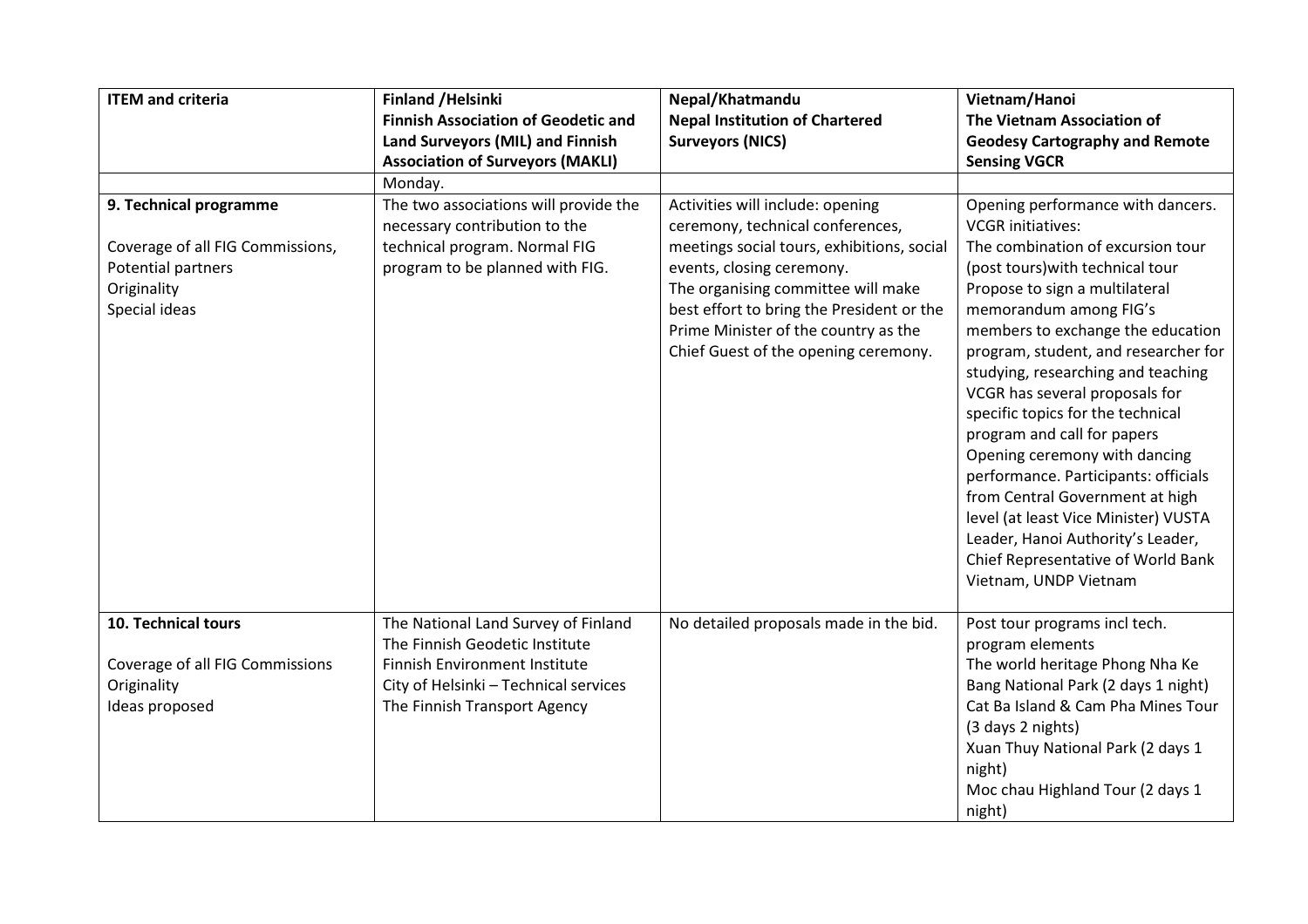| ITEM and criteria | Finland /Helsinki<br>Finnish Association of Geodetic and Land Surveyors (MIL) and Finnish Association of Surveyors (MAKLI) | Nepal/Khatmandu<br>Nepal Institution of Chartered Surveyors (NICS) | Vietnam/Hanoi<br>The Vietnam Association of Geodesy Cartography and Remote Sensing VGCR |
|---|---|---|---|
| | Monday. | | |
| **9. Technical programme**<br><br>Coverage of all FIG Commissions,<br>Potential partners<br>Originality<br>Special ideas | The two associations will provide the necessary contribution to the technical program. Normal FIG program to be planned with FIG. | Activities will include: opening ceremony, technical conferences, meetings social tours, exhibitions, social events, closing ceremony.<br>The organising committee will make best effort to bring the President or the Prime Minister of the country as the Chief Guest of the opening ceremony. | Opening performance with dancers.<br>VCGR initiatives:<br>The combination of excursion tour (post tours)with technical tour<br>Propose to sign a multilateral memorandum among FIG's members to exchange the education program, student, and researcher for studying, researching and teaching<br>VGCR has several proposals for specific topics for the technical program and call for papers<br>Opening ceremony with dancing performance. Participants: officials from Central Government at high level (at least Vice Minister) VUSTA Leader, Hanoi Authority's Leader, Chief Representative of World Bank Vietnam, UNDP Vietnam |
| **10. Technical tours**<br><br>Coverage of all FIG Commissions<br>Originality<br>Ideas proposed | The National Land Survey of Finland<br>The Finnish Geodetic Institute<br>Finnish Environment Institute<br>City of Helsinki – Technical services<br>The Finnish Transport Agency | No detailed proposals made in the bid. | Post tour programs incl tech. program elements<br>The world heritage Phong Nha Ke Bang National Park (2 days 1 night)<br>Cat Ba Island & Cam Pha Mines Tour (3 days 2 nights)<br>Xuan Thuy National Park (2 days 1 night)<br>Moc chau Highland Tour (2 days 1 night) |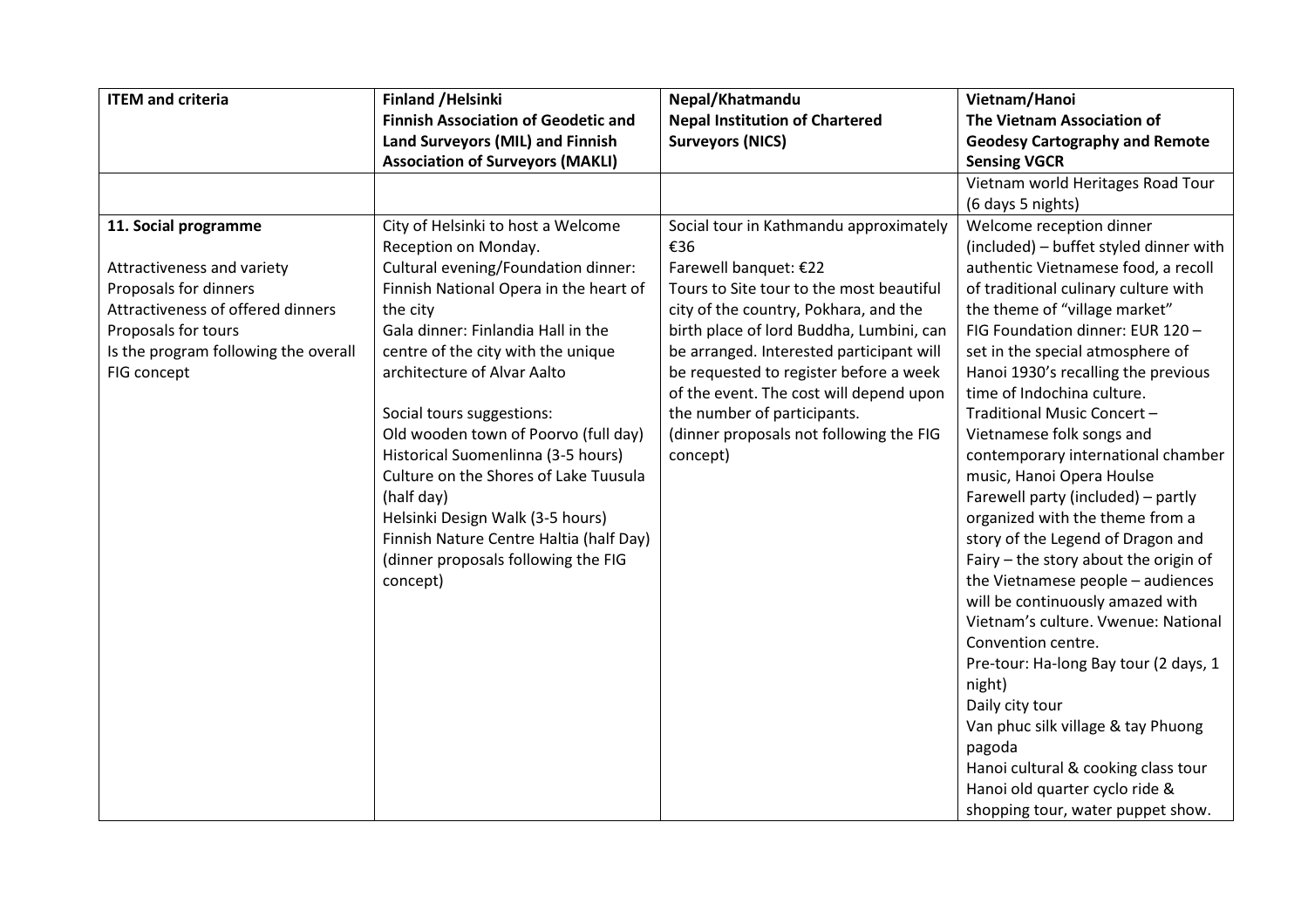| ITEM and criteria | Finland /Helsinki<br>Finnish Association of Geodetic and Land Surveyors (MIL) and Finnish Association of Surveyors (MAKLI) | Nepal/Khatmandu<br>Nepal Institution of Chartered Surveyors (NICS) | Vietnam/Hanoi<br>The Vietnam Association of Geodesy Cartography and Remote Sensing VGCR |
|---|---|---|---|
| | | | Vietnam world Heritages Road Tour (6 days 5 nights) |
| **11. Social programme**<br><br>Attractiveness and variety<br>Proposals for dinners<br>Attractiveness of offered dinners<br>Proposals for tours<br>Is the program following the overall FIG concept | City of Helsinki to host a Welcome Reception on Monday.<br>Cultural evening/Foundation dinner: Finnish National Opera in the heart of the city<br>Gala dinner: Finlandia Hall in the centre of the city with the unique architecture of Alvar Aalto<br><br>Social tours suggestions:<br>Old wooden town of Poorvo (full day)<br>Historical Suomenlinna (3-5 hours)<br>Culture on the Shores of Lake Tuusula (half day)<br>Helsinki Design Walk (3-5 hours)<br>Finnish Nature Centre Haltia (half Day)<br>(dinner proposals following the FIG concept) | Social tour in Kathmandu approximately €36<br>Farewell banquet: €22<br>Tours to Site tour to the most beautiful city of the country, Pokhara, and the birth place of lord Buddha, Lumbini, can be arranged. Interested participant will be requested to register before a week of the event. The cost will depend upon the number of participants.<br>(dinner proposals not following the FIG concept) | Welcome reception dinner (included) – buffet styled dinner with authentic Vietnamese food, a recoll of traditional culinary culture with the theme of "village market"<br>FIG Foundation dinner: EUR 120 – set in the special atmosphere of Hanoi 1930's recalling the previous time of Indochina culture.<br>Traditional Music Concert – Vietnamese folk songs and contemporary international chamber music, Hanoi Opera Houlse<br>Farewell party (included) – partly organized with the theme from a story of the Legend of Dragon and Fairy – the story about the origin of the Vietnamese people – audiences will be continuously amazed with Vietnam's culture. Vwenue: National Convention centre.<br>Pre-tour: Ha-long Bay tour (2 days, 1 night)<br>Daily city tour<br>Van phuc silk village & tay Phuong pagoda<br>Hanoi cultural & cooking class tour<br>Hanoi old quarter cyclo ride & shopping tour, water puppet show. |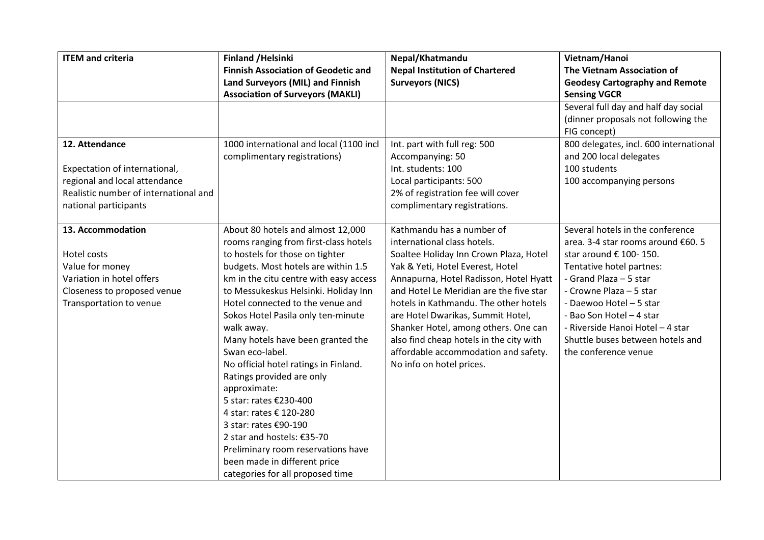| ITEM and criteria | Finland /Helsinki<br>Finnish Association of Geodetic and Land Surveyors (MIL) and Finnish Association of Surveyors (MAKLI) | Nepal/Khatmandu<br>Nepal Institution of Chartered Surveyors (NICS) | Vietnam/Hanoi<br>The Vietnam Association of Geodesy Cartography and Remote Sensing VGCR |
|---|---|---|---|
| | | | Several full day and half day social (dinner proposals not following the FIG concept) |
| **12. Attendance**<br><br>Expectation of international, regional and local attendance<br>Realistic number of international and national participants | 1000 international and local (1100 incl complimentary registrations) | Int. part with full reg: 500<br>Accompanying: 50<br>Int. students: 100<br>Local participants: 500<br>2% of registration fee will cover complimentary registrations. | 800 delegates, incl. 600 international and 200 local delegates<br>100 students<br>100 accompanying persons |
| **13. Accommodation**<br><br>Hotel costs<br>Value for money<br>Variation in hotel offers<br>Closeness to proposed venue<br>Transportation to venue | About 80 hotels and almost 12,000 rooms ranging from first-class hotels to hostels for those on tighter budgets. Most hotels are within 1.5 km in the citu centre with easy access to Messukeskus Helsinki. Holiday Inn Hotel connected to the venue and Sokos Hotel Pasila only ten-minute walk away.<br>Many hotels have been granted the Swan eco-label.<br>No official hotel ratings in Finland. Ratings provided are only approximate:<br>5 star: rates €230-400<br>4 star: rates € 120-280<br>3 star: rates €90-190<br>2 star and hostels: €35-70<br>Preliminary room reservations have been made in different price categories for all proposed time | Kathmandu has a number of international class hotels.<br>Soaltee Holiday Inn Crown Plaza, Hotel Yak & Yeti, Hotel Everest, Hotel Annapurna, Hotel Radisson, Hotel Hyatt and Hotel Le Meridian are the five star hotels in Kathmandu. The other hotels are Hotel Dwarikas, Summit Hotel, Shanker Hotel, among others. One can also find cheap hotels in the city with affordable accommodation and safety.<br>No info on hotel prices. | Several hotels in the conference area. 3-4 star rooms around €60. 5 star around € 100- 150.<br>Tentative hotel partnes:<br>- Grand Plaza – 5 star<br>- Crowne Plaza – 5 star<br>- Daewoo Hotel – 5 star<br>- Bao Son Hotel – 4 star<br>- Riverside Hanoi Hotel – 4 star<br>Shuttle buses between hotels and the conference venue |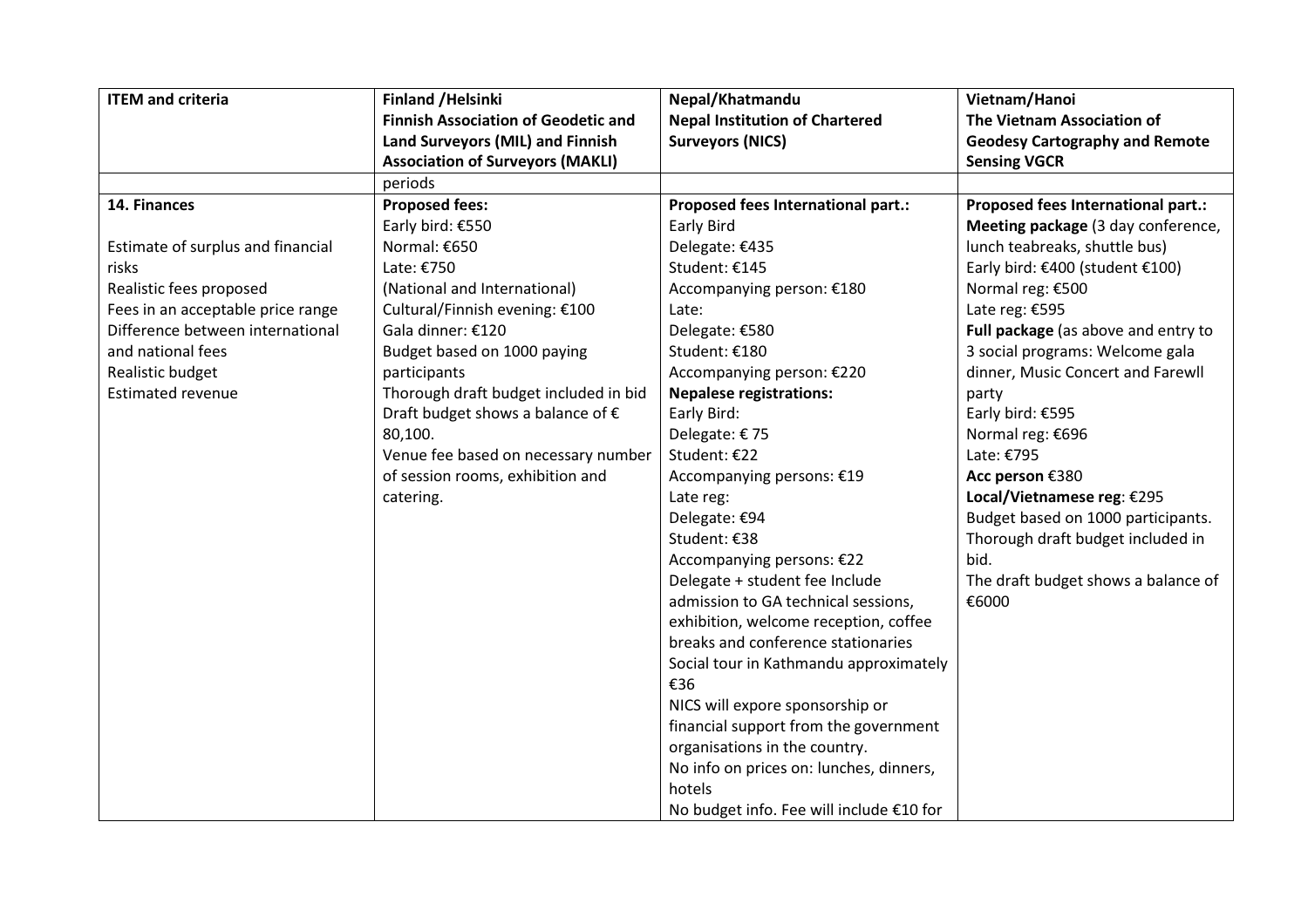| ITEM and criteria | Finland /Helsinki<br>Finnish Association of Geodetic and Land Surveyors (MIL) and Finnish Association of Surveyors (MAKLI) | Nepal/Khatmandu<br>Nepal Institution of Chartered Surveyors (NICS) | Vietnam/Hanoi<br>The Vietnam Association of Geodesy Cartography and Remote Sensing VGCR |
|---|---|---|---|
| | periods | | |
| **14. Finances**<br><br>Estimate of surplus and financial risks<br>Realistic fees proposed<br>Fees in an acceptable price range<br>Difference between international and national fees<br>Realistic budget<br>Estimated revenue | **Proposed fees:**<br>Early bird: €550<br>Normal: €650<br>Late: €750<br>(National and International)<br>Cultural/Finnish evening: €100<br>Gala dinner: €120<br>Budget based on 1000 paying participants<br>Thorough draft budget included in bid<br>Draft budget shows a balance of € 80,100.<br>Venue fee based on necessary number of session rooms, exhibition and catering. | **Proposed fees International part.:**<br>Early Bird<br>Delegate: €435<br>Student: €145<br>Accompanying person: €180<br>Late:<br>Delegate: €580<br>Student: €180<br>Accompanying person: €220<br>**Nepalese registrations:**<br>Early Bird:<br>Delegate: € 75<br>Student: €22<br>Accompanying persons: €19<br>Late reg:<br>Delegate: €94<br>Student: €38<br>Accompanying persons: €22<br>Delegate + student fee Include admission to GA technical sessions, exhibition, welcome reception, coffee breaks and conference stationaries<br>Social tour in Kathmandu approximately €36<br>NICS will expore sponsorship or financial support from the government organisations in the country.<br>No info on prices on: lunches, dinners, hotels<br>No budget info. Fee will include €10 for | **Proposed fees International part.:**<br>**Meeting package** (3 day conference, lunch teabreaks, shuttle bus)<br>Early bird: €400 (student €100)<br>Normal reg: €500<br>Late reg: €595<br>**Full package** (as above and entry to 3 social programs: Welcome gala dinner, Music Concert and Farewll party<br>Early bird: €595<br>Normal reg: €696<br>Late: €795<br>**Acc person** €380<br>**Local/Vietnamese reg**: €295<br>Budget based on 1000 participants.<br>Thorough draft budget included in bid.<br>The draft budget shows a balance of €6000 |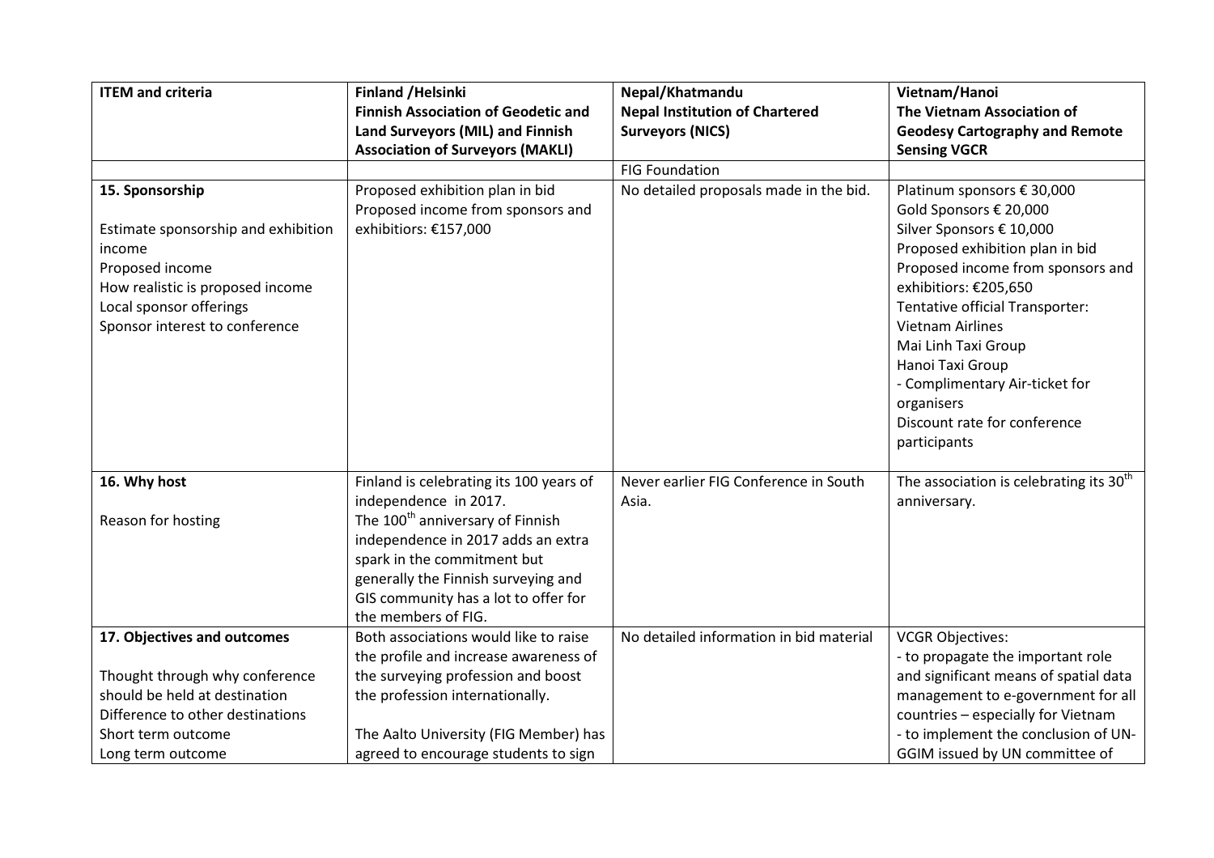| ITEM and criteria | Finland /Helsinki<br>Finnish Association of Geodetic and Land Surveyors (MIL) and Finnish Association of Surveyors (MAKLI) | Nepal/Khatmandu<br>Nepal Institution of Chartered Surveyors (NICS) | Vietnam/Hanoi<br>The Vietnam Association of Geodesy Cartography and Remote Sensing VGCR |
|---|---|---|---|
| | | FIG Foundation | |
| **15. Sponsorship**<br><br>Estimate sponsorship and exhibition income<br>Proposed income<br>How realistic is proposed income<br>Local sponsor offerings<br>Sponsor interest to conference | Proposed exhibition plan in bid<br>Proposed income from sponsors and exhibitiors: €157,000 | No detailed proposals made in the bid. | Platinum sponsors € 30,000<br>Gold Sponsors € 20,000<br>Silver Sponsors € 10,000<br>Proposed exhibition plan in bid<br>Proposed income from sponsors and exhibitiors: €205,650<br>Tentative official Transporter:<br>Vietnam Airlines<br>Mai Linh Taxi Group<br>Hanoi Taxi Group<br>- Complimentary Air-ticket for organisers<br>Discount rate for conference participants |
| **16. Why host**<br><br>Reason for hosting | Finland is celebrating its 100 years of independence in 2017.<br>The 100th anniversary of Finnish independence in 2017 adds an extra spark in the commitment but generally the Finnish surveying and GIS community has a lot to offer for the members of FIG. | Never earlier FIG Conference in South Asia. | The association is celebrating its 30th anniversary. |
| **17. Objectives and outcomes**<br><br>Thought through why conference should be held at destination<br>Difference to other destinations<br>Short term outcome<br>Long term outcome | Both associations would like to raise the profile and increase awareness of the surveying profession and boost the profession internationally.<br><br>The Aalto University (FIG Member) has agreed to encourage students to sign | No detailed information in bid material | VGCR Objectives:<br>- to propagate the important role and significant means of spatial data management to e-government for all countries – especially for Vietnam<br>- to implement the conclusion of UN-GGIM issued by UN committee of |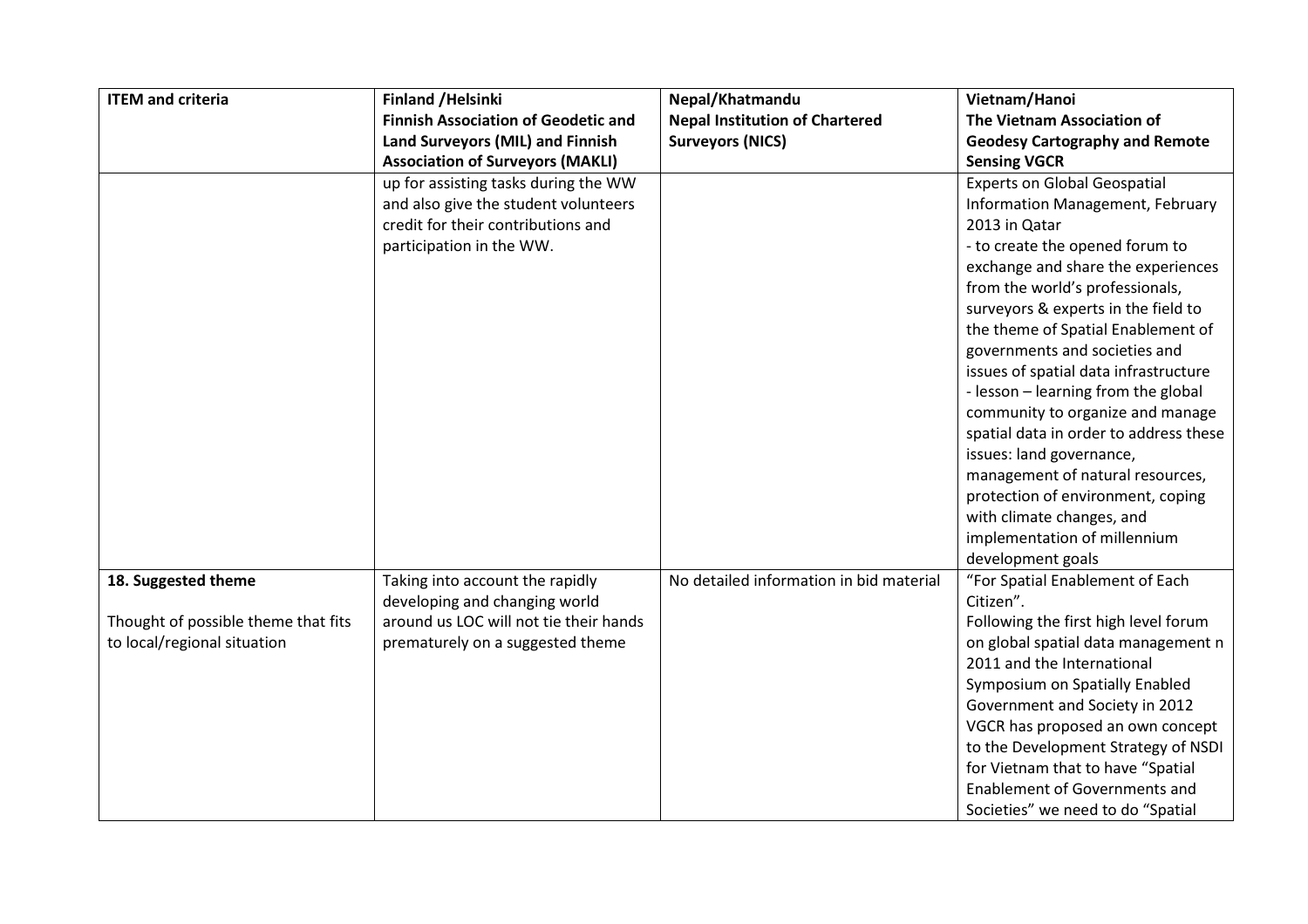| ITEM and criteria | Finland /Helsinki<br>**Finnish Association of Geodetic and Land Surveyors (MIL) and Finnish Association of Surveyors (MAKLI)** | Nepal/Khatmandu<br>**Nepal Institution of Chartered Surveyors (NICS)** | Vietnam/Hanoi<br>**The Vietnam Association of Geodesy Cartography and Remote Sensing VGCR** |
|---|---|---|---|
| | up for assisting tasks during the WW and also give the student volunteers credit for their contributions and participation in the WW. | | Experts on Global Geospatial Information Management, February 2013 in Qatar<br>- to create the opened forum to exchange and share the experiences from the world's professionals, surveyors & experts in the field to the theme of Spatial Enablement of governments and societies and issues of spatial data infrastructure<br>- lesson – learning from the global community to organize and manage spatial data in order to address these issues: land governance, management of natural resources, protection of environment, coping with climate changes, and implementation of millennium development goals |
| **18. Suggested theme**<br><br>Thought of possible theme that fits to local/regional situation | Taking into account the rapidly developing and changing world around us LOC will not tie their hands prematurely on a suggested theme | No detailed information in bid material | "For Spatial Enablement of Each Citizen".<br>Following the first high level forum on global spatial data management n 2011 and the International Symposium on Spatially Enabled Government and Society in 2012 VGCR has proposed an own concept to the Development Strategy of NSDI for Vietnam that to have "Spatial Enablement of Governments and Societies" we need to do "Spatial |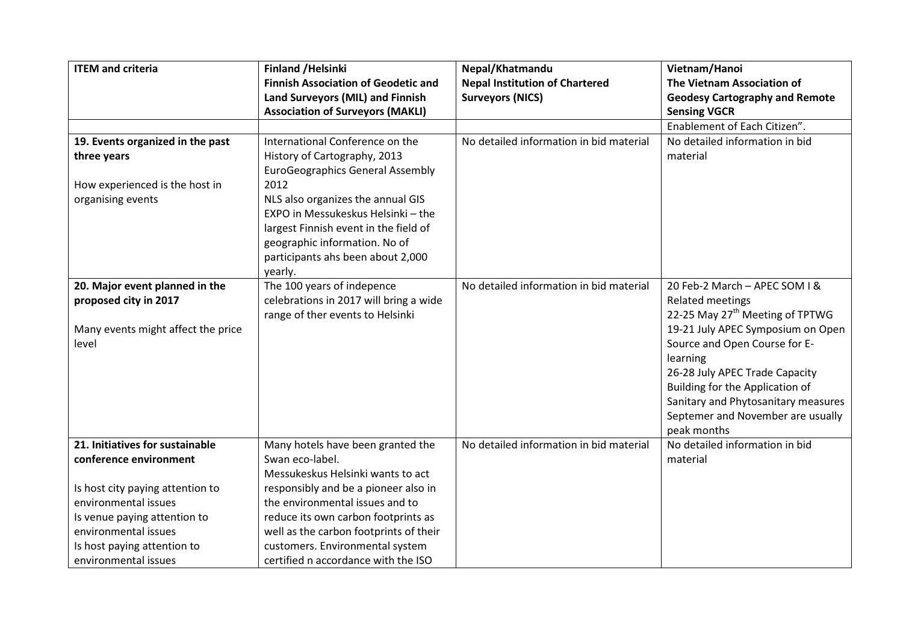| **ITEM and criteria** | **Finland /Helsinki Finnish Association of Geodetic and Land Surveyors (MIL) and Finnish Association of Surveyors (MAKLI)** | **Nepal/Khatmandu Nepal Institution of Chartered Surveyors (NICS)** | **Vietnam/Hanoi The Vietnam Association of Geodesy Cartography and Remote Sensing VGCR** |
|---|---|---|---|
| | | | Enablement of Each Citizen". |
| **19. Events organized in the past three years**<br><br>How experienced is the host in organising events | International Conference on the History of Cartography, 2013<br>EuroGeographics General Assembly 2012<br>NLS also organizes the annual GIS EXPO in Messukeskus Helsinki – the largest Finnish event in the field of geographic information. No of participants ahs been about 2,000 yearly. | No detailed information in bid material | No detailed information in bid material |
| **20. Major event planned in the proposed city in 2017**<br><br>Many events might affect the price level | The 100 years of indepence celebrations in 2017 will bring a wide range of ther events to Helsinki | No detailed information in bid material | 20 Feb-2 March – APEC SOM I & Related meetings<br>22-25 May 27th Meeting of TPTWG<br>19-21 July APEC Symposium on Open Source and Open Course for E-learning<br>26-28 July APEC Trade Capacity Building for the Application of Sanitary and Phytosanitary measures<br>Septemer and November are usually peak months |
| **21. Initiatives for sustainable conference environment**<br><br>Is host city paying attention to environmental issues<br>Is venue paying attention to environmental issues<br>Is host paying attention to environmental issues | Many hotels have been granted the Swan eco-label.<br>Messukeskus Helsinki wants to act responsibly and be a pioneer also in the environmental issues and to reduce its own carbon footprints as well as the carbon footprints of their customers. Environmental system certified n accordance with the ISO | No detailed information in bid material | No detailed information in bid material |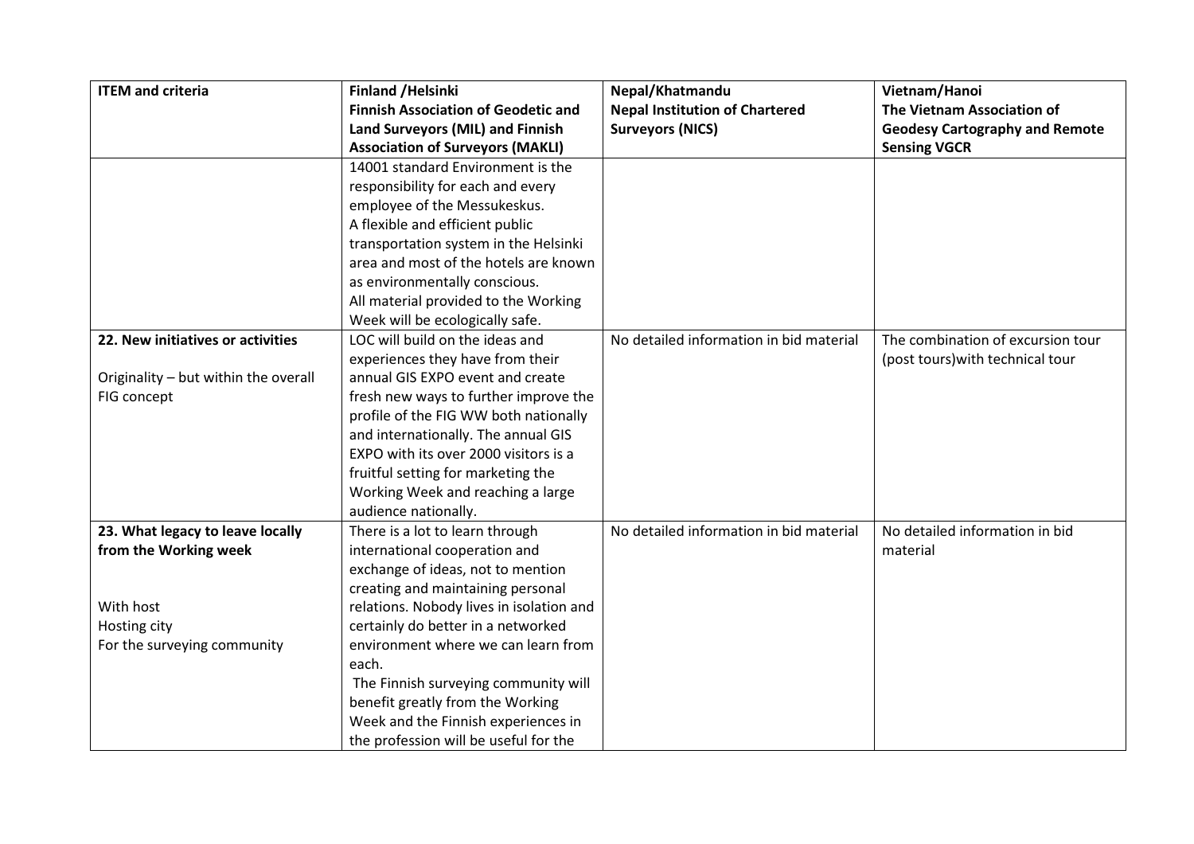| ITEM and criteria | Finland /Helsinki<br>**Finnish Association of Geodetic and Land Surveyors (MIL) and Finnish Association of Surveyors (MAKLI)** | Nepal/Khatmandu<br>**Nepal Institution of Chartered Surveyors (NICS)** | Vietnam/Hanoi<br>**The Vietnam Association of Geodesy Cartography and Remote Sensing VGCR** |
|---|---|---|---|
| | 14001 standard Environment is the responsibility for each and every employee of the Messukeskus.<br>A flexible and efficient public transportation system in the Helsinki area and most of the hotels are known as environmentally conscious.<br>All material provided to the Working Week will be ecologically safe. | | |
| **22. New initiatives or activities**<br><br>Originality – but within the overall FIG concept | LOC will build on the ideas and experiences they have from their annual GIS EXPO event and create fresh new ways to further improve the profile of the FIG WW both nationally and internationally. The annual GIS EXPO with its over 2000 visitors is a fruitful setting for marketing the Working Week and reaching a large audience nationally. | No detailed information in bid material | The combination of excursion tour (post tours)with technical tour |
| **23. What legacy to leave locally from the Working week**<br><br>With host<br>Hosting city<br>For the surveying community | There is a lot to learn through international cooperation and exchange of ideas, not to mention creating and maintaining personal relations. Nobody lives in isolation and certainly do better in a networked environment where we can learn from each.<br>The Finnish surveying community will benefit greatly from the Working Week and the Finnish experiences in the profession will be useful for the | No detailed information in bid material | No detailed information in bid material |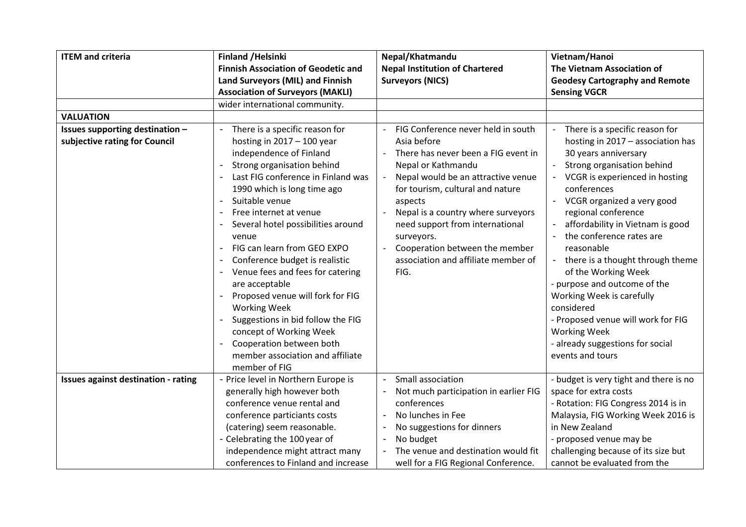| ITEM and criteria | Finland /Helsinki<br>Finnish Association of Geodetic and Land Surveyors (MIL) and Finnish Association of Surveyors (MAKLI) | Nepal/Khatmandu<br>Nepal Institution of Chartered Surveyors (NICS) | Vietnam/Hanoi<br>The Vietnam Association of Geodesy Cartography and Remote Sensing VGCR |
|---|---|---|---|
| | wider international community. | | |
| **VALUATION** | | | |
| **Issues supporting destination – subjective rating for Council** | - There is a specific reason for hosting in 2017 – 100 year independence of Finland<br>- Strong organisation behind<br>- Last FIG conference in Finland was 1990 which is long time ago<br>- Suitable venue<br>- Free internet at venue<br>- Several hotel possibilities around venue<br>- FIG can learn from GEO EXPO<br>- Conference budget is realistic<br>- Venue fees and fees for catering are acceptable<br>- Proposed venue will fork for FIG Working Week<br>- Suggestions in bid follow the FIG concept of Working Week<br>- Cooperation between both member association and affiliate member of FIG | - FIG Conference never held in south Asia before<br>- There has never been a FIG event in Nepal or Kathmandu<br>- Nepal would be an attractive venue for tourism, cultural and nature aspects<br>- Nepal is a country where surveyors need support from international surveyors.<br>- Cooperation between the member association and affiliate member of FIG. | - There is a specific reason for hosting in 2017 – association has 30 years anniversary<br>- Strong organisation behind<br>- VCGR is experienced in hosting conferences<br>- VCGR organized a very good regional conference<br>- affordability in Vietnam is good<br>- the conference rates are reasonable<br>- there is a thought through theme of the Working Week<br>- purpose and outcome of the Working Week is carefully considered<br>- Proposed venue will work for FIG Working Week<br>- already suggestions for social events and tours |
| **Issues against destination - rating** | - Price level in Northern Europe is generally high however both conference venue rental and conference particiants costs (catering) seem reasonable.<br>- Celebrating the 100 year of independence might attract many conferences to Finland and increase | - Small association<br>- Not much participation in earlier FIG conferences<br>- No lunches in Fee<br>- No suggestions for dinners<br>- No budget<br>- The venue and destination would fit well for a FIG Regional Conference. | - budget is very tight and there is no space for extra costs<br>- Rotation: FIG Congress 2014 is in Malaysia, FIG Working Week 2016 is in New Zealand<br>- proposed venue may be challenging because of its size but cannot be evaluated from the |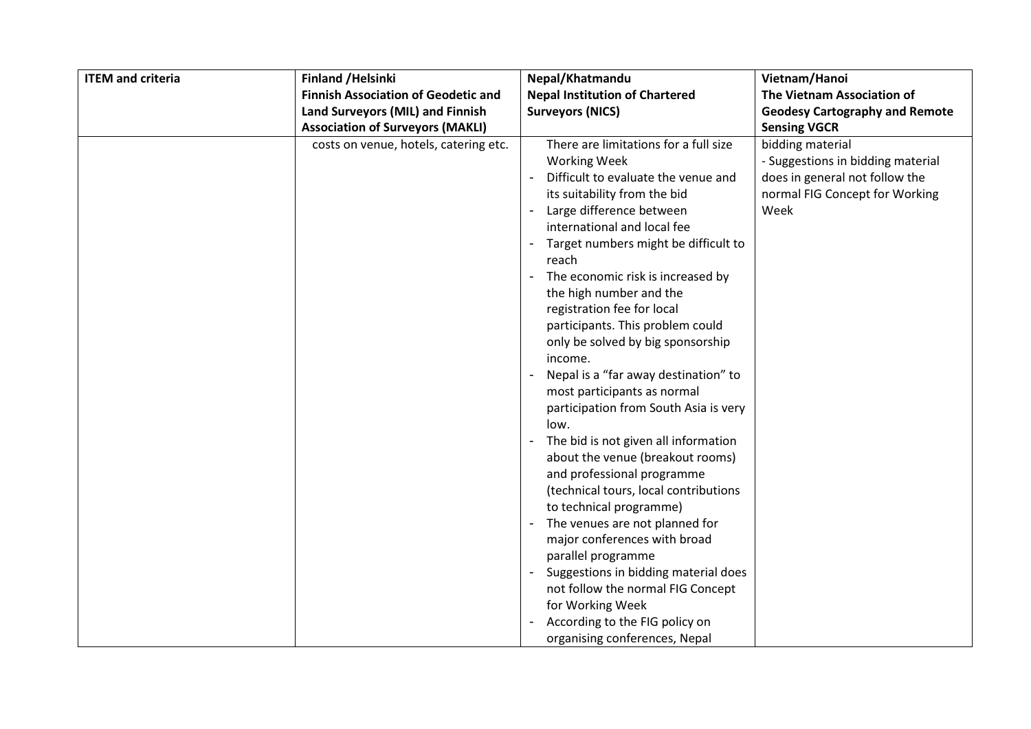| ITEM and criteria | Finland /Helsinki<br>**Finnish Association of Geodetic and Land Surveyors (MIL) and Finnish Association of Surveyors (MAKLI)** | Nepal/Khatmandu<br>**Nepal Institution of Chartered Surveyors (NICS)** | Vietnam/Hanoi<br>**The Vietnam Association of Geodesy Cartography and Remote Sensing VGCR** |
|---|---|---|---|
| | costs on venue, hotels, catering etc. | There are limitations for a full size Working Week<br>- Difficult to evaluate the venue and its suitability from the bid<br>- Large difference between international and local fee<br>- Target numbers might be difficult to reach<br>- The economic risk is increased by the high number and the registration fee for local participants. This problem could only be solved by big sponsorship income.<br>- Nepal is a "far away destination" to most participants as normal participation from South Asia is very low.<br>- The bid is not given all information about the venue (breakout rooms) and professional programme (technical tours, local contributions to technical programme)<br>- The venues are not planned for major conferences with broad parallel programme<br>- Suggestions in bidding material does not follow the normal FIG Concept for Working Week<br>- According to the FIG policy on organising conferences, Nepal | bidding material<br>- Suggestions in bidding material does in general not follow the normal FIG Concept for Working Week |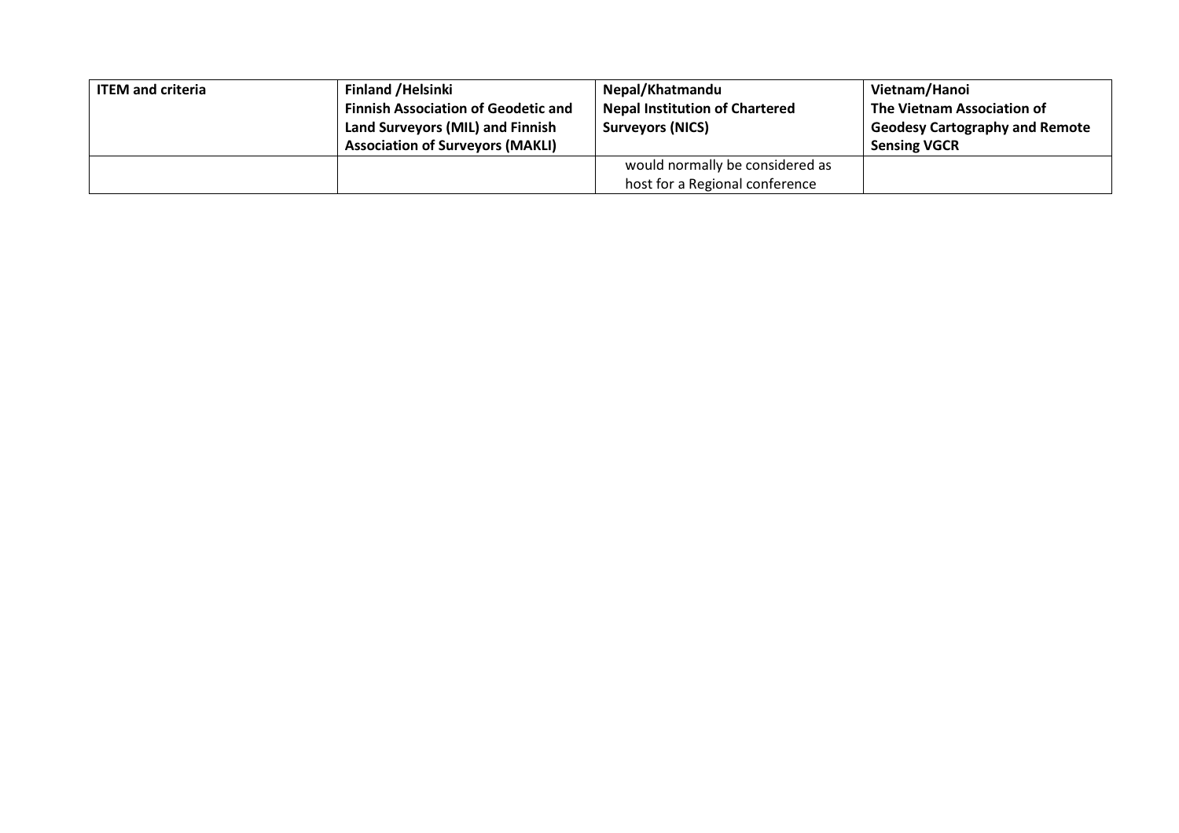| ITEM and criteria | Finland /Helsinki<br>Finnish Association of Geodetic and Land Surveyors (MIL) and Finnish Association of Surveyors (MAKLI) | Nepal/Khatmandu<br>Nepal Institution of Chartered Surveyors (NICS) | Vietnam/Hanoi<br>The Vietnam Association of Geodesy Cartography and Remote Sensing VGCR |
|---|---|---|---|
| | | would normally be considered as host for a Regional conference | |